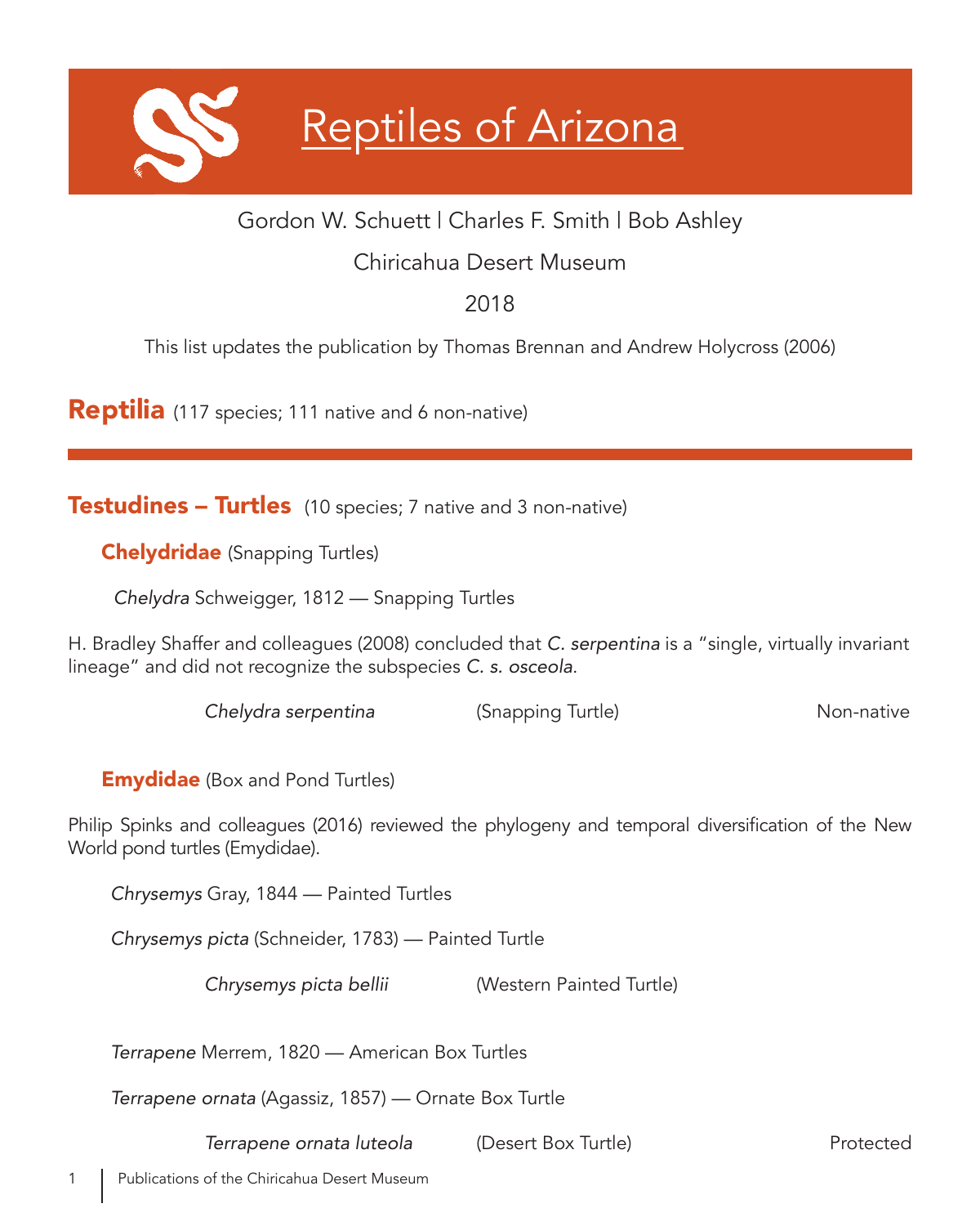# Reptiles of Arizona

Gordon W. Schuett | Charles F. Smith | Bob Ashley

Chiricahua Desert Museum

2018

This list updates the publication by Thomas Brennan and Andrew Holycross (2006)

## Reptilia (117 species; 111 native and 6 non-native)

## Testudines – Turtles (10 species; 7 native and 3 non-native)

### Chelydridae (Snapping Turtles)

*Chelydra* Schweigger, 1812 — Snapping Turtles

H. Bradley Shaffer and colleagues (2008) concluded that *C. serpentina* is a "single, virtually invariant lineage" and did not recognize the subspecies *C. s. osceola*.

*Chelydra serpentina* (Snapping Turtle) Non-native

### Emydidae (Box and Pond Turtles)

Philip Spinks and colleagues (2016) reviewed the phylogeny and temporal diversification of the New World pond turtles (Emydidae).

*Chrysemys* Gray, 1844 — Painted Turtles

*Chrysemys picta* (Schneider, 1783) — Painted Turtle

*Chrysemys picta bellii* (Western Painted Turtle)

*Terrapene* Merrem, 1820 — American Box Turtles

*Terrapene ornata* (Agassiz, 1857) — Ornate Box Turtle

*Terrapene ornata luteola* (Desert Box Turtle) Protected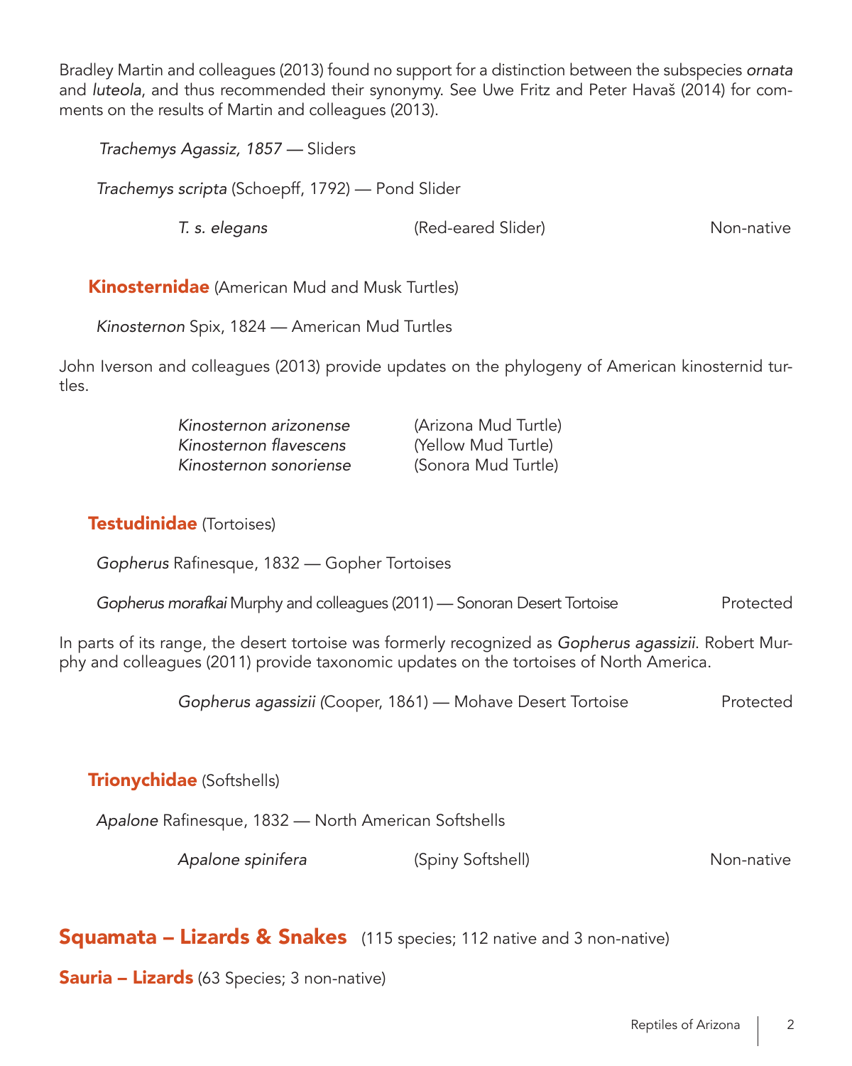Bradley Martin and colleagues (2013) found no support for a distinction between the subspecies *ornata* and *luteola*, and thus recommended their synonymy. See Uwe Fritz and Peter Havaš (2014) for comments on the results of Martin and colleagues (2013).

*Trachemys Agassiz, 1857* — Sliders

*Trachemys scripta* (Schoepff, 1792) — Pond Slider

| *T. s. elegans* | (Red-eared Slider) | Non-native |
|---|---|---|

## **Kinosternidae** (American Mud and Musk Turtles)

*Kinosternon* Spix, 1824 — American Mud Turtles

John Iverson and colleagues (2013) provide updates on the phylogeny of American kinosternid turtles.

| *Kinosternon arizonense* | (Arizona Mud Turtle) |
|---|---|
| *Kinosternon flavescens* | (Yellow Mud Turtle) |
| *Kinosternon sonoriense* | (Sonora Mud Turtle) |

## **Testudinidae** (Tortoises)

*Gopherus* Rafinesque, 1832 — Gopher Tortoises

*Gopherus morafkai* Murphy and colleagues (2011) — Sonoran Desert Tortoise — Protected

In parts of its range, the desert tortoise was formerly recognized as *Gopherus agassizii*. Robert Murphy and colleagues (2011) provide taxonomic updates on the tortoises of North America.

*Gopherus agassizii (*Cooper, 1861) — Mohave Desert Tortoise — Protected

## **Trionychidae** (Softshells)

*Apalone* Rafinesque, 1832 — North American Softshells

| *Apalone spinifera* | (Spiny Softshell) | Non-native |
|---|---|---|

# **Squamata – Lizards & Snakes** (115 species; 112 native and 3 non-native)

## **Sauria – Lizards** (63 Species; 3 non-native)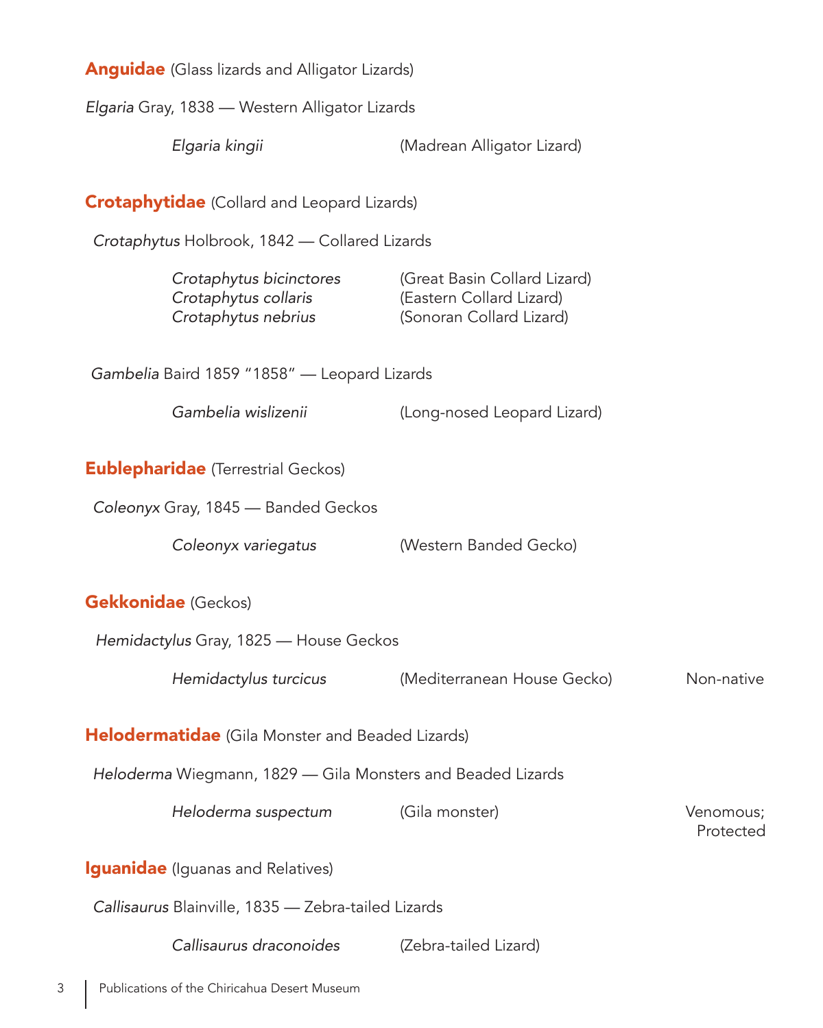## **Anguidae** (Glass lizards and Alligator Lizards)

*Elgaria* Gray, 1838 — Western Alligator Lizards

| | | |
|---|---|---|
| *Elgaria kingii* | (Madrean Alligator Lizard) | |

## **Crotaphytidae** (Collard and Leopard Lizards)

*Crotaphytus* Holbrook, 1842 — Collared Lizards

| | | |
|---|---|---|
| *Crotaphytus bicinctores* | (Great Basin Collard Lizard) | |
| *Crotaphytus collaris* | (Eastern Collard Lizard) | |
| *Crotaphytus nebrius* | (Sonoran Collard Lizard) | |

*Gambelia* Baird 1859 "1858" — Leopard Lizards

| | | |
|---|---|---|
| *Gambelia wislizenii* | (Long-nosed Leopard Lizard) | |

## **Eublepharidae** (Terrestrial Geckos)

*Coleonyx* Gray, 1845 — Banded Geckos

| | | |
|---|---|---|
| *Coleonyx variegatus* | (Western Banded Gecko) | |

## **Gekkonidae** (Geckos)

*Hemidactylus* Gray, 1825 — House Geckos

| | | |
|---|---|---|
| *Hemidactylus turcicus* | (Mediterranean House Gecko) | Non-native |

## **Helodermatidae** (Gila Monster and Beaded Lizards)

*Heloderma* Wiegmann, 1829 — Gila Monsters and Beaded Lizards

| | | |
|---|---|---|
| *Heloderma suspectum* | (Gila monster) | Venomous; Protected |

## **Iguanidae** (Iguanas and Relatives)

*Callisaurus* Blainville, 1835 — Zebra-tailed Lizards

| | | |
|---|---|---|
| *Callisaurus draconoides* | (Zebra-tailed Lizard) | |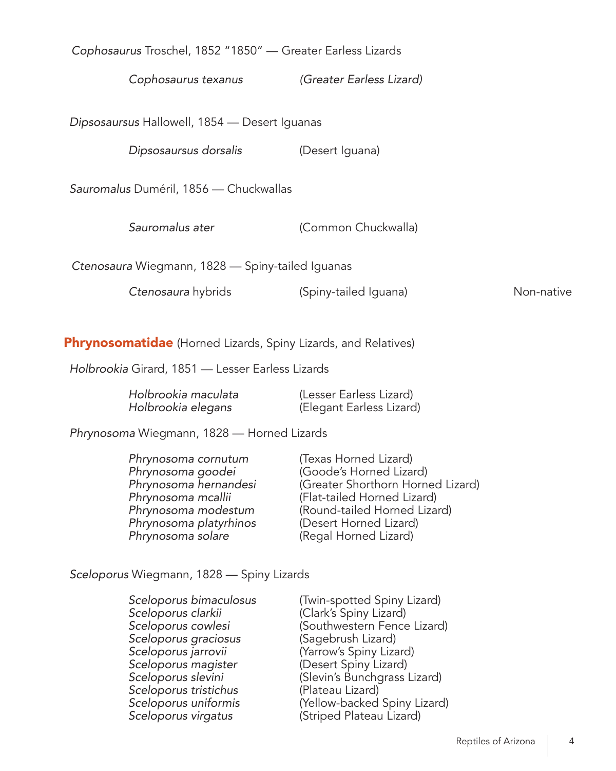*Cophosaurus* Troschel, 1852 “1850” — Greater Earless Lizards

| | | |
|---|---|---|
| *Cophosaurus texanus* | *(Greater Earless Lizard)* | |

*Dipsosaurus* Hallowell, 1854 — Desert Iguanas

| | | |
|---|---|---|
| *Dipsosaurus dorsalis* | (Desert Iguana) | |

*Sauromalus* Duméril, 1856 — Chuckwallas

| | | |
|---|---|---|
| *Sauromalus ater* | (Common Chuckwalla) | |

*Ctenosaura* Wiegmann, 1828 — Spiny-tailed Iguanas

| | | |
|---|---|---|
| *Ctenosaura* hybrids | (Spiny-tailed Iguana) | Non-native |

## Phrynosomatidae (Horned Lizards, Spiny Lizards, and Relatives)

*Holbrookia* Girard, 1851 — Lesser Earless Lizards

| | |
|---|---|
| *Holbrookia maculata* | (Lesser Earless Lizard) |
| *Holbrookia elegans* | (Elegant Earless Lizard) |

*Phrynosoma* Wiegmann, 1828 — Horned Lizards

| | |
|---|---|
| *Phrynosoma cornutum* | (Texas Horned Lizard) |
| *Phrynosoma goodei* | (Goode’s Horned Lizard) |
| *Phrynosoma hernandesi* | (Greater Shorthorn Horned Lizard) |
| *Phrynosoma mcallii* | (Flat-tailed Horned Lizard) |
| *Phrynosoma modestum* | (Round-tailed Horned Lizard) |
| *Phrynosoma platyrhinos* | (Desert Horned Lizard) |
| *Phrynosoma solare* | (Regal Horned Lizard) |

*Sceloporus* Wiegmann, 1828 — Spiny Lizards

| | |
|---|---|
| *Sceloporus bimaculosus* | (Twin-spotted Spiny Lizard) |
| *Sceloporus clarkii* | (Clark’s Spiny Lizard) |
| *Sceloporus cowlesi* | (Southwestern Fence Lizard) |
| *Sceloporus graciosus* | (Sagebrush Lizard) |
| *Sceloporus jarrovii* | (Yarrow’s Spiny Lizard) |
| *Sceloporus magister* | (Desert Spiny Lizard) |
| *Sceloporus slevini* | (Slevin’s Bunchgrass Lizard) |
| *Sceloporus tristichus* | (Plateau Lizard) |
| *Sceloporus uniformis* | (Yellow-backed Spiny Lizard) |
| *Sceloporus virgatus* | (Striped Plateau Lizard) |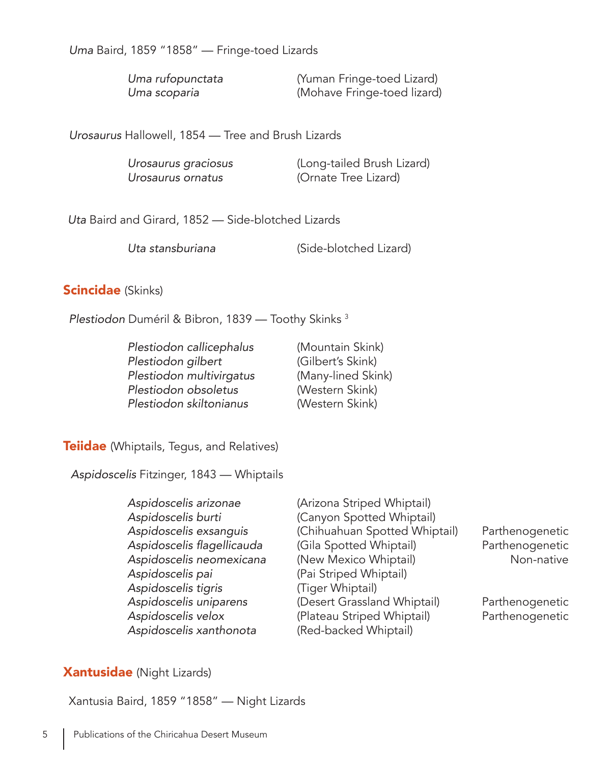*Uma* Baird, 1859 "1858" — Fringe-toed Lizards

| | |
|---|---|
| *Uma rufopunctata* | (Yuman Fringe-toed Lizard) |
| *Uma scoparia* | (Mohave Fringe-toed lizard) |

*Urosaurus* Hallowell, 1854 — Tree and Brush Lizards

| | |
|---|---|
| *Urosaurus graciosus* | (Long-tailed Brush Lizard) |
| *Urosaurus ornatus* | (Ornate Tree Lizard) |

*Uta* Baird and Girard, 1852 — Side-blotched Lizards

| | |
|---|---|
| *Uta stansburiana* | (Side-blotched Lizard) |

## Scincidae (Skinks)

*Plestiodon* Duméril & Bibron, 1839 — Toothy Skinks [3]

| | |
|---|---|
| *Plestiodon callicephalus* | (Mountain Skink) |
| *Plestiodon gilbert* | (Gilbert's Skink) |
| *Plestiodon multivirgatus* | (Many-lined Skink) |
| *Plestiodon obsoletus* | (Western Skink) |
| *Plestiodon skiltonianus* | (Western Skink) |

## Teiidae (Whiptails, Tegus, and Relatives)

*Aspidoscelis* Fitzinger, 1843 — Whiptails

| | | |
|---|---|---|
| *Aspidoscelis arizonae* | (Arizona Striped Whiptail) | |
| *Aspidoscelis burti* | (Canyon Spotted Whiptail) | |
| *Aspidoscelis exsanguis* | (Chihuahuan Spotted Whiptail) | Parthenogenetic |
| *Aspidoscelis flagellicauda* | (Gila Spotted Whiptail) | Parthenogenetic |
| *Aspidoscelis neomexicana* | (New Mexico Whiptail) | Non-native |
| *Aspidoscelis pai* | (Pai Striped Whiptail) | |
| *Aspidoscelis tigris* | (Tiger Whiptail) | |
| *Aspidoscelis uniparens* | (Desert Grassland Whiptail) | Parthenogenetic |
| *Aspidoscelis velox* | (Plateau Striped Whiptail) | Parthenogenetic |
| *Aspidoscelis xanthonota* | (Red-backed Whiptail) | |

## Xantusidae (Night Lizards)

Xantusia Baird, 1859 "1858" — Night Lizards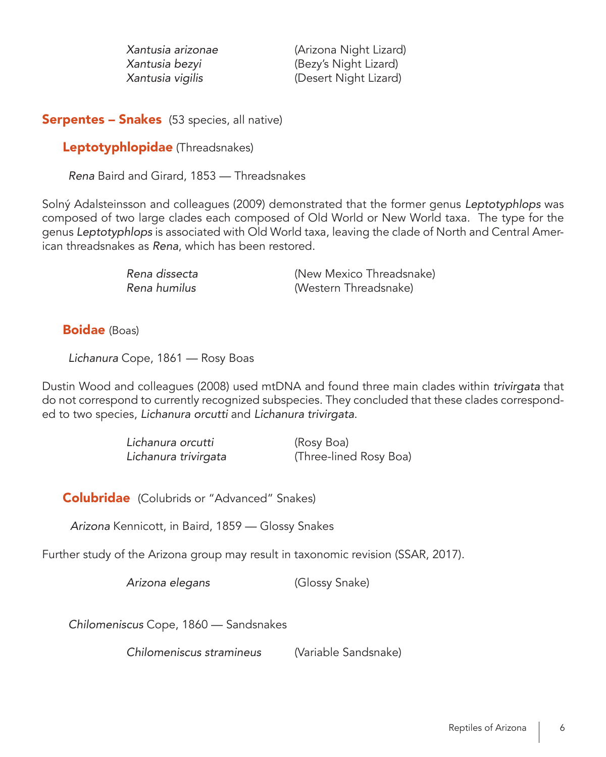| | |
|---|---|
| *Xantusia arizonae* | (Arizona Night Lizard) |
| *Xantusia bezyi* | (Bezy's Night Lizard) |
| *Xantusia vigilis* | (Desert Night Lizard) |

## Serpentes – Snakes (53 species, all native)

### Leptotyphlopidae (Threadsnakes)

*Rena* Baird and Girard, 1853 — Threadsnakes

Solný Adalsteinsson and colleagues (2009) demonstrated that the former genus *Leptotyphlops* was composed of two large clades each composed of Old World or New World taxa. The type for the genus *Leptotyphlops* is associated with Old World taxa, leaving the clade of North and Central American threadsnakes as *Rena*, which has been restored.

| | |
|---|---|
| *Rena dissecta* | (New Mexico Threadsnake) |
| *Rena humilus* | (Western Threadsnake) |

### Boidae (Boas)

*Lichanura* Cope, 1861 — Rosy Boas

Dustin Wood and colleagues (2008) used mtDNA and found three main clades within *trivirgata* that do not correspond to currently recognized subspecies. They concluded that these clades corresponded to two species, *Lichanura orcutti* and *Lichanura trivirgata*.

| | |
|---|---|
| *Lichanura orcutti* | (Rosy Boa) |
| *Lichanura trivirgata* | (Three-lined Rosy Boa) |

### Colubridae (Colubrids or "Advanced" Snakes)

*Arizona* Kennicott, in Baird, 1859 — Glossy Snakes

Further study of the Arizona group may result in taxonomic revision (SSAR, 2017).

| | |
|---|---|
| *Arizona elegans* | (Glossy Snake) |

*Chilomeniscus* Cope, 1860 — Sandsnakes

| | |
|---|---|
| *Chilomeniscus stramineus* | (Variable Sandsnake) |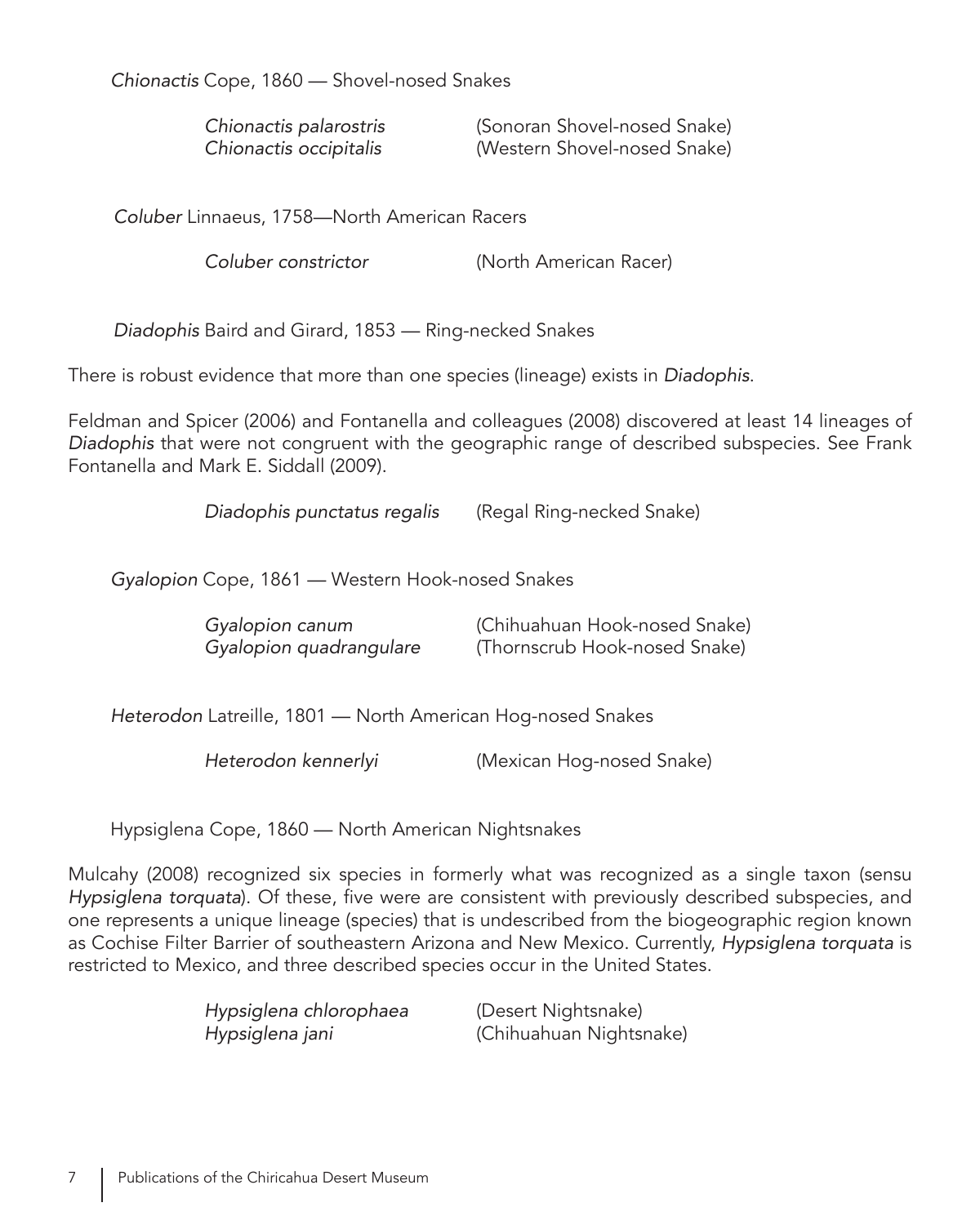*Chionactis* Cope, 1860 — Shovel-nosed Snakes

| | |
|---|---|
| *Chionactis palarostris* | (Sonoran Shovel-nosed Snake) |
| *Chionactis occipitalis* | (Western Shovel-nosed Snake) |

*Coluber* Linnaeus, 1758—North American Racers

| | |
|---|---|
| *Coluber constrictor* | (North American Racer) |

*Diadophis* Baird and Girard, 1853 — Ring-necked Snakes

There is robust evidence that more than one species (lineage) exists in *Diadophis*.

Feldman and Spicer (2006) and Fontanella and colleagues (2008) discovered at least 14 lineages of *Diadophis* that were not congruent with the geographic range of described subspecies. See Frank Fontanella and Mark E. Siddall (2009).

| | |
|---|---|
| *Diadophis punctatus regalis* | (Regal Ring-necked Snake) |

*Gyalopion* Cope, 1861 — Western Hook-nosed Snakes

| | |
|---|---|
| *Gyalopion canum* | (Chihuahuan Hook-nosed Snake) |
| *Gyalopion quadrangulare* | (Thornscrub Hook-nosed Snake) |

*Heterodon* Latreille, 1801 — North American Hog-nosed Snakes

| | |
|---|---|
| *Heterodon kennerlyi* | (Mexican Hog-nosed Snake) |

Hypsiglena Cope, 1860 — North American Nightsnakes

Mulcahy (2008) recognized six species in formerly what was recognized as a single taxon (sensu *Hypsiglena torquata*). Of these, five were are consistent with previously described subspecies, and one represents a unique lineage (species) that is undescribed from the biogeographic region known as Cochise Filter Barrier of southeastern Arizona and New Mexico. Currently, *Hypsiglena torquata* is restricted to Mexico, and three described species occur in the United States.

| | |
|---|---|
| *Hypsiglena chlorophaea* | (Desert Nightsnake) |
| *Hypsiglena jani* | (Chihuahuan Nightsnake) |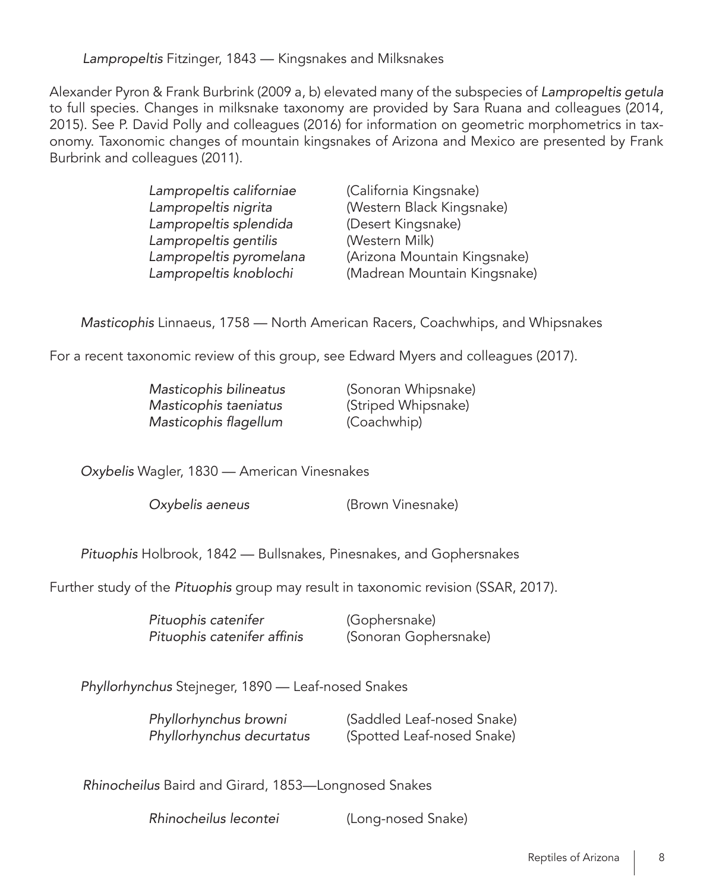*Lampropeltis* Fitzinger, 1843 — Kingsnakes and Milksnakes

Alexander Pyron & Frank Burbrink (2009 a, b) elevated many of the subspecies of *Lampropeltis getula* to full species. Changes in milksnake taxonomy are provided by Sara Ruana and colleagues (2014, 2015). See P. David Polly and colleagues (2016) for information on geometric morphometrics in taxonomy. Taxonomic changes of mountain kingsnakes of Arizona and Mexico are presented by Frank Burbrink and colleagues (2011).

| | |
|---|---|
| *Lampropeltis californiae* | (California Kingsnake) |
| *Lampropeltis nigrita* | (Western Black Kingsnake) |
| *Lampropeltis splendida* | (Desert Kingsnake) |
| *Lampropeltis gentilis* | (Western Milk) |
| *Lampropeltis pyromelana* | (Arizona Mountain Kingsnake) |
| *Lampropeltis knoblochi* | (Madrean Mountain Kingsnake) |

*Masticophis* Linnaeus, 1758 — North American Racers, Coachwhips, and Whipsnakes

For a recent taxonomic review of this group, see Edward Myers and colleagues (2017).

| | |
|---|---|
| *Masticophis bilineatus* | (Sonoran Whipsnake) |
| *Masticophis taeniatus* | (Striped Whipsnake) |
| *Masticophis flagellum* | (Coachwhip) |

*Oxybelis* Wagler, 1830 — American Vinesnakes

| | |
|---|---|
| *Oxybelis aeneus* | (Brown Vinesnake) |

*Pituophis* Holbrook, 1842 — Bullsnakes, Pinesnakes, and Gophersnakes

Further study of the *Pituophis* group may result in taxonomic revision (SSAR, 2017).

| | |
|---|---|
| *Pituophis catenifer* | (Gophersnake) |
| *Pituophis catenifer affinis* | (Sonoran Gophersnake) |

*Phyllorhynchus* Stejneger, 1890 — Leaf-nosed Snakes

| | |
|---|---|
| *Phyllorhynchus browni* | (Saddled Leaf-nosed Snake) |
| *Phyllorhynchus decurtatus* | (Spotted Leaf-nosed Snake) |

*Rhinocheilus* Baird and Girard, 1853—Longnosed Snakes

| | |
|---|---|
| *Rhinocheilus lecontei* | (Long-nosed Snake) |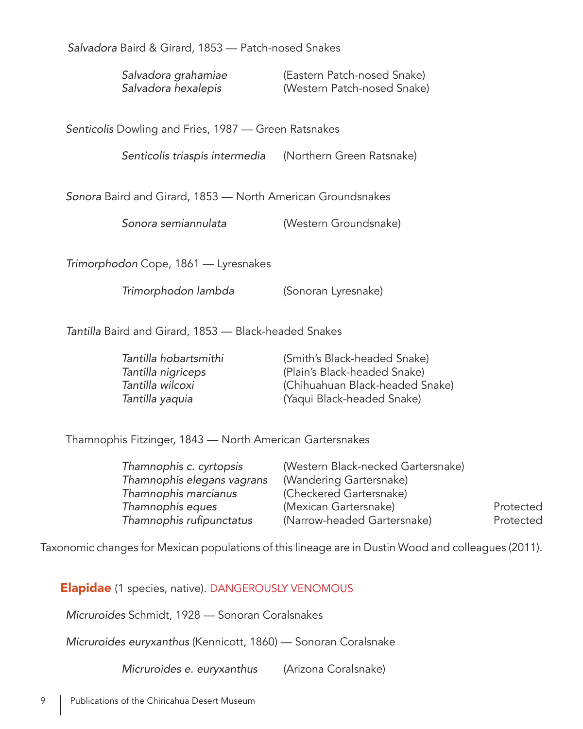*Salvadora* Baird & Girard, 1853 — Patch-nosed Snakes

| | | |
|---|---|---|
| *Salvadora grahamiae* | (Eastern Patch-nosed Snake) | |
| *Salvadora hexalepis* | (Western Patch-nosed Snake) | |

*Senticolis* Dowling and Fries, 1987 — Green Ratsnakes

| | | |
|---|---|---|
| *Senticolis triaspis intermedia* | (Northern Green Ratsnake) | |

*Sonora* Baird and Girard, 1853 — North American Groundsnakes

| | | |
|---|---|---|
| *Sonora semiannulata* | (Western Groundsnake) | |

*Trimorphodon* Cope, 1861 — Lyresnakes

| | | |
|---|---|---|
| *Trimorphodon lambda* | (Sonoran Lyresnake) | |

*Tantilla* Baird and Girard, 1853 — Black-headed Snakes

| | | |
|---|---|---|
| *Tantilla hobartsmithi* | (Smith's Black-headed Snake) | |
| *Tantilla nigriceps* | (Plain's Black-headed Snake) | |
| *Tantilla wilcoxi* | (Chihuahuan Black-headed Snake) | |
| *Tantilla yaquia* | (Yaqui Black-headed Snake) | |

Thamnophis Fitzinger, 1843 — North American Gartersnakes

| | | |
|---|---|---|
| *Thamnophis c. cyrtopsis* | (Western Black-necked Gartersnake) | |
| *Thamnophis elegans vagrans* | (Wandering Gartersnake) | |
| *Thamnophis marcianus* | (Checkered Gartersnake) | |
| *Thamnophis eques* | (Mexican Gartersnake) | Protected |
| *Thamnophis rufipunctatus* | (Narrow-headed Gartersnake) | Protected |

Taxonomic changes for Mexican populations of this lineage are in Dustin Wood and colleagues (2011).

## **Elapidae** (1 species, native). DANGEROUSLY VENOMOUS

*Micruroides* Schmidt, 1928 — Sonoran Coralsnakes

*Micruroides euryxanthus* (Kennicott, 1860) — Sonoran Coralsnake

| | | |
|---|---|---|
| *Micruroides e. euryxanthus* | (Arizona Coralsnake) | |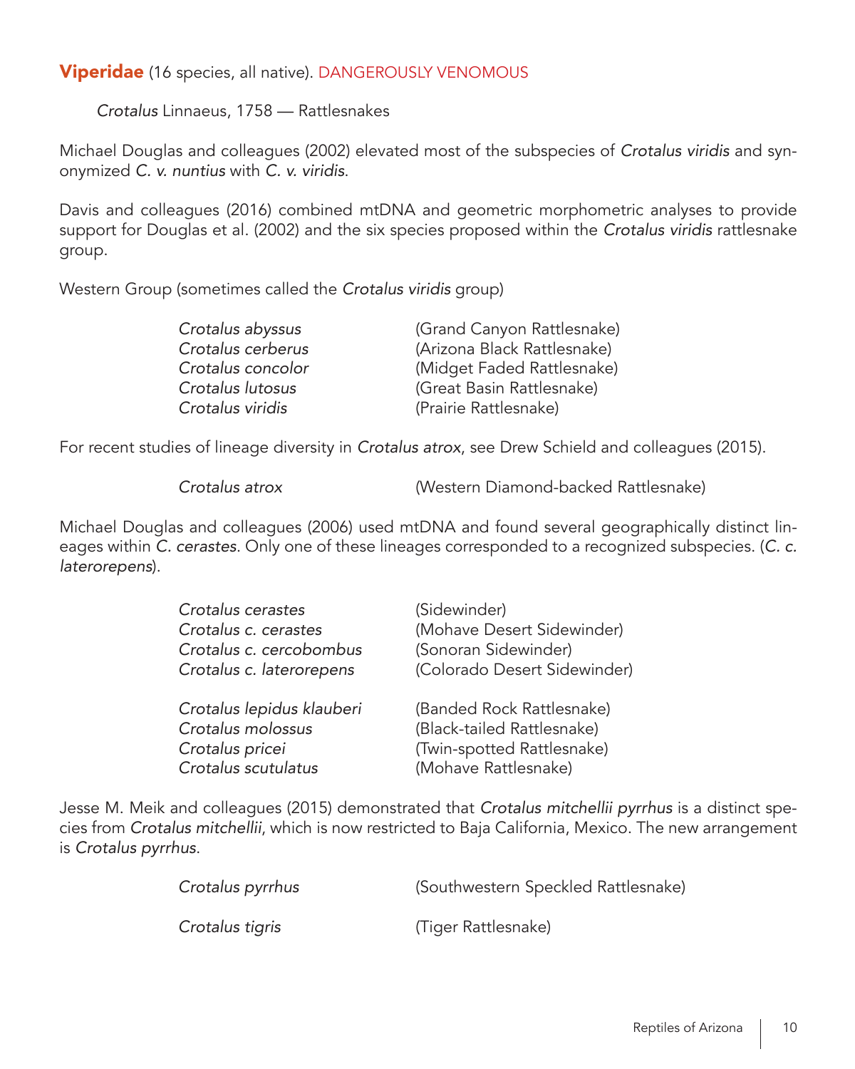## **Viperidae** (16 species, all native). DANGEROUSLY VENOMOUS

*Crotalus* Linnaeus, 1758 — Rattlesnakes

Michael Douglas and colleagues (2002) elevated most of the subspecies of *Crotalus viridis* and synonymized *C. v. nuntius* with *C. v. viridis*.

Davis and colleagues (2016) combined mtDNA and geometric morphometric analyses to provide support for Douglas et al. (2002) and the six species proposed within the *Crotalus viridis* rattlesnake group.

Western Group (sometimes called the *Crotalus viridis* group)

| | |
|---|---|
| *Crotalus abyssus* | (Grand Canyon Rattlesnake) |
| *Crotalus cerberus* | (Arizona Black Rattlesnake) |
| *Crotalus concolor* | (Midget Faded Rattlesnake) |
| *Crotalus lutosus* | (Great Basin Rattlesnake) |
| *Crotalus viridis* | (Prairie Rattlesnake) |

For recent studies of lineage diversity in *Crotalus atrox*, see Drew Schield and colleagues (2015).

| | |
|---|---|
| *Crotalus atrox* | (Western Diamond-backed Rattlesnake) |

Michael Douglas and colleagues (2006) used mtDNA and found several geographically distinct lineages within *C. cerastes*. Only one of these lineages corresponded to a recognized subspecies. (*C. c. laterorepens*).

| | |
|---|---|
| *Crotalus cerastes* | (Sidewinder) |
| *Crotalus c. cerastes* | (Mohave Desert Sidewinder) |
| *Crotalus c. cercobombus* | (Sonoran Sidewinder) |
| *Crotalus c. laterorepens* | (Colorado Desert Sidewinder) |
| | |
| *Crotalus lepidus klauberi* | (Banded Rock Rattlesnake) |
| *Crotalus molossus* | (Black-tailed Rattlesnake) |
| *Crotalus pricei* | (Twin-spotted Rattlesnake) |
| *Crotalus scutulatus* | (Mohave Rattlesnake) |

Jesse M. Meik and colleagues (2015) demonstrated that *Crotalus mitchellii pyrrhus* is a distinct species from *Crotalus mitchellii*, which is now restricted to Baja California, Mexico. The new arrangement is *Crotalus pyrrhus*.

| | |
|---|---|
| *Crotalus pyrrhus* | (Southwestern Speckled Rattlesnake) |
| | |
| *Crotalus tigris* | (Tiger Rattlesnake) |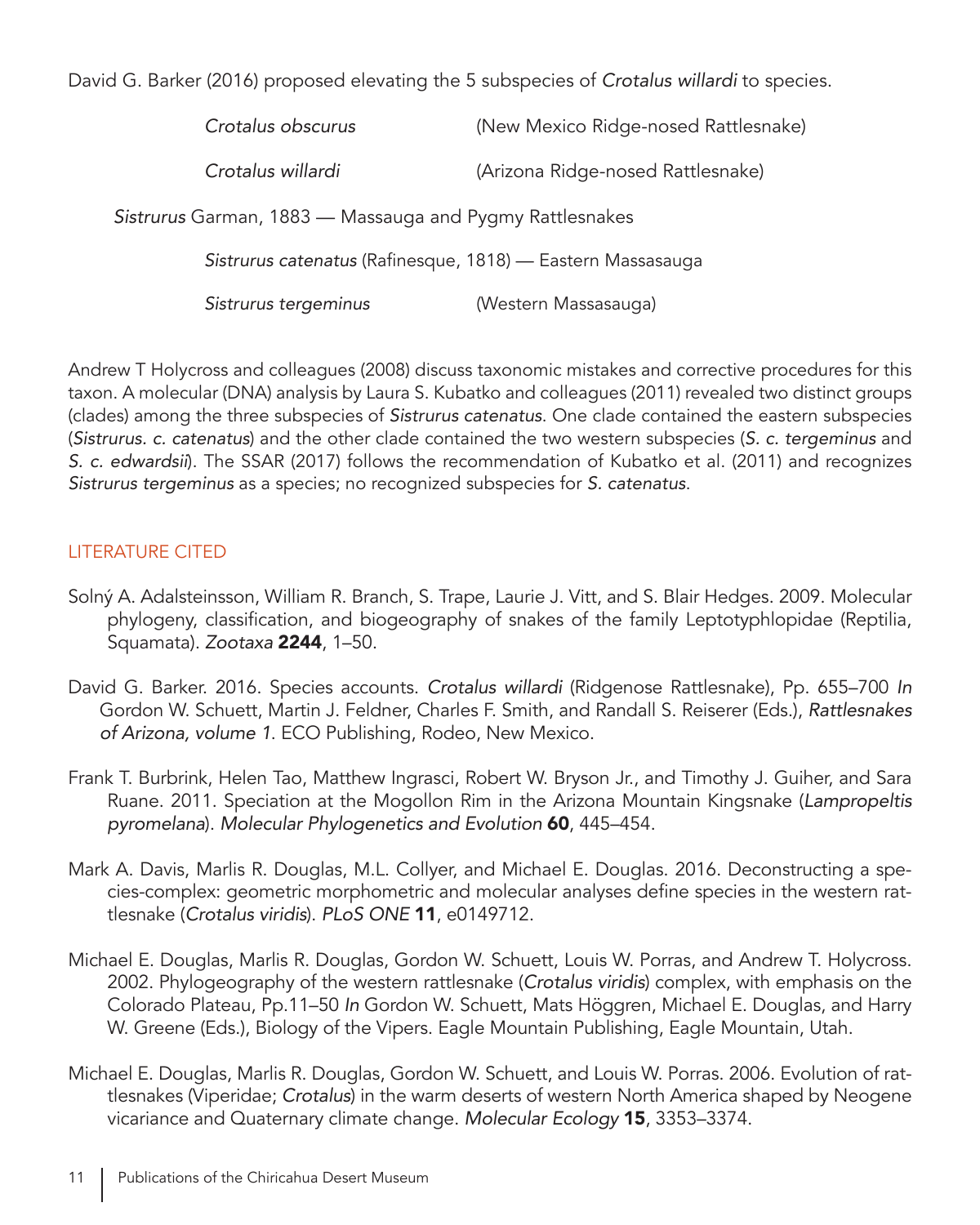David G. Barker (2016) proposed elevating the 5 subspecies of *Crotalus willardi* to species.

*Crotalus obscurus* (New Mexico Ridge-nosed Rattlesnake)

*Crotalus willardi* (Arizona Ridge-nosed Rattlesnake)

*Sistrurus* Garman, 1883 — Massauga and Pygmy Rattlesnakes

*Sistrurus catenatus* (Rafinesque, 1818) — Eastern Massasauga

*Sistrurus tergeminus* (Western Massasauga)

Andrew T Holycross and colleagues (2008) discuss taxonomic mistakes and corrective procedures for this taxon. A molecular (DNA) analysis by Laura S. Kubatko and colleagues (2011) revealed two distinct groups (clades) among the three subspecies of *Sistrurus catenatus*. One clade contained the eastern subspecies (*Sistrurus. c. catenatus*) and the other clade contained the two western subspecies (*S. c. tergeminus* and *S. c. edwardsii*). The SSAR (2017) follows the recommendation of Kubatko et al. (2011) and recognizes *Sistrurus tergeminus* as a species; no recognized subspecies for *S. catenatus*.

## LITERATURE CITED

Solný A. Adalsteinsson, William R. Branch, S. Trape, Laurie J. Vitt, and S. Blair Hedges. 2009. Molecular phylogeny, classification, and biogeography of snakes of the family Leptotyphlopidae (Reptilia, Squamata). *Zootaxa* **2244**, 1–50.

David G. Barker. 2016. Species accounts. *Crotalus willardi* (Ridgenose Rattlesnake), Pp. 655–700 *In* Gordon W. Schuett, Martin J. Feldner, Charles F. Smith, and Randall S. Reiserer (Eds.), *Rattlesnakes of Arizona, volume 1*. ECO Publishing, Rodeo, New Mexico.

Frank T. Burbrink, Helen Tao, Matthew Ingrasci, Robert W. Bryson Jr., and Timothy J. Guiher, and Sara Ruane. 2011. Speciation at the Mogollon Rim in the Arizona Mountain Kingsnake (*Lampropeltis pyromelana*). *Molecular Phylogenetics and Evolution* **60**, 445–454.

Mark A. Davis, Marlis R. Douglas, M.L. Collyer, and Michael E. Douglas. 2016. Deconstructing a species-complex: geometric morphometric and molecular analyses define species in the western rattlesnake (*Crotalus viridis*). *PLoS ONE* **11**, e0149712.

Michael E. Douglas, Marlis R. Douglas, Gordon W. Schuett, Louis W. Porras, and Andrew T. Holycross. 2002. Phylogeography of the western rattlesnake (*Crotalus viridis*) complex, with emphasis on the Colorado Plateau, Pp.11–50 *In* Gordon W. Schuett, Mats Höggren, Michael E. Douglas, and Harry W. Greene (Eds.), Biology of the Vipers. Eagle Mountain Publishing, Eagle Mountain, Utah.

Michael E. Douglas, Marlis R. Douglas, Gordon W. Schuett, and Louis W. Porras. 2006. Evolution of rattlesnakes (Viperidae; *Crotalus*) in the warm deserts of western North America shaped by Neogene vicariance and Quaternary climate change. *Molecular Ecology* **15**, 3353–3374.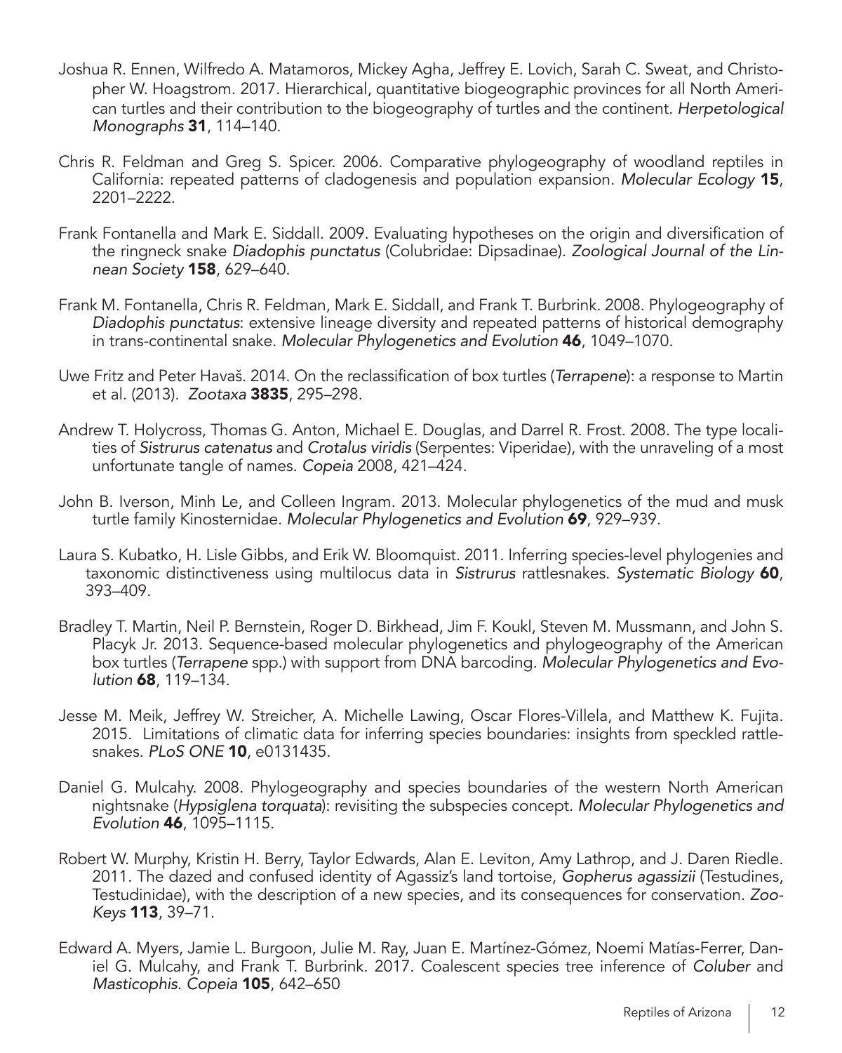Joshua R. Ennen, Wilfredo A. Matamoros, Mickey Agha, Jeffrey E. Lovich, Sarah C. Sweat, and Christopher W. Hoagstrom. 2017. Hierarchical, quantitative biogeographic provinces for all North American turtles and their contribution to the biogeography of turtles and the continent. *Herpetological Monographs* **31**, 114–140.

Chris R. Feldman and Greg S. Spicer. 2006. Comparative phylogeography of woodland reptiles in California: repeated patterns of cladogenesis and population expansion. *Molecular Ecology* **15**, 2201–2222.

Frank Fontanella and Mark E. Siddall. 2009. Evaluating hypotheses on the origin and diversification of the ringneck snake *Diadophis punctatus* (Colubridae: Dipsadinae). *Zoological Journal of the Linnean Society* **158**, 629–640.

Frank M. Fontanella, Chris R. Feldman, Mark E. Siddall, and Frank T. Burbrink. 2008. Phylogeography of *Diadophis punctatus*: extensive lineage diversity and repeated patterns of historical demography in trans-continental snake. *Molecular Phylogenetics and Evolution* **46**, 1049–1070.

Uwe Fritz and Peter Havaš. 2014. On the reclassification of box turtles (*Terrapene*): a response to Martin et al. (2013). *Zootaxa* **3835**, 295–298.

Andrew T. Holycross, Thomas G. Anton, Michael E. Douglas, and Darrel R. Frost. 2008. The type localities of *Sistrurus catenatus* and *Crotalus viridis* (Serpentes: Viperidae), with the unraveling of a most unfortunate tangle of names. *Copeia* 2008, 421–424.

John B. Iverson, Minh Le, and Colleen Ingram. 2013. Molecular phylogenetics of the mud and musk turtle family Kinosternidae. *Molecular Phylogenetics and Evolution* **69**, 929–939.

Laura S. Kubatko, H. Lisle Gibbs, and Erik W. Bloomquist. 2011. Inferring species-level phylogenies and taxonomic distinctiveness using multilocus data in *Sistrurus* rattlesnakes. *Systematic Biology* **60**, 393–409.

Bradley T. Martin, Neil P. Bernstein, Roger D. Birkhead, Jim F. Koukl, Steven M. Mussmann, and John S. Placyk Jr. 2013. Sequence-based molecular phylogenetics and phylogeography of the American box turtles (*Terrapene* spp.) with support from DNA barcoding. *Molecular Phylogenetics and Evolution* **68**, 119–134.

Jesse M. Meik, Jeffrey W. Streicher, A. Michelle Lawing, Oscar Flores-Villela, and Matthew K. Fujita. 2015. Limitations of climatic data for inferring species boundaries: insights from speckled rattlesnakes. *PLoS ONE* **10**, e0131435.

Daniel G. Mulcahy. 2008. Phylogeography and species boundaries of the western North American nightsnake (*Hypsiglena torquata*): revisiting the subspecies concept. *Molecular Phylogenetics and Evolution* **46**, 1095–1115.

Robert W. Murphy, Kristin H. Berry, Taylor Edwards, Alan E. Leviton, Amy Lathrop, and J. Daren Riedle. 2011. The dazed and confused identity of Agassiz's land tortoise, *Gopherus agassizii* (Testudines, Testudinidae), with the description of a new species, and its consequences for conservation. *ZooKeys* **113**, 39–71.

Edward A. Myers, Jamie L. Burgoon, Julie M. Ray, Juan E. Martínez-Gómez, Noemi Matías-Ferrer, Daniel G. Mulcahy, and Frank T. Burbrink. 2017. Coalescent species tree inference of *Coluber* and *Masticophis*. *Copeia* **105**, 642–650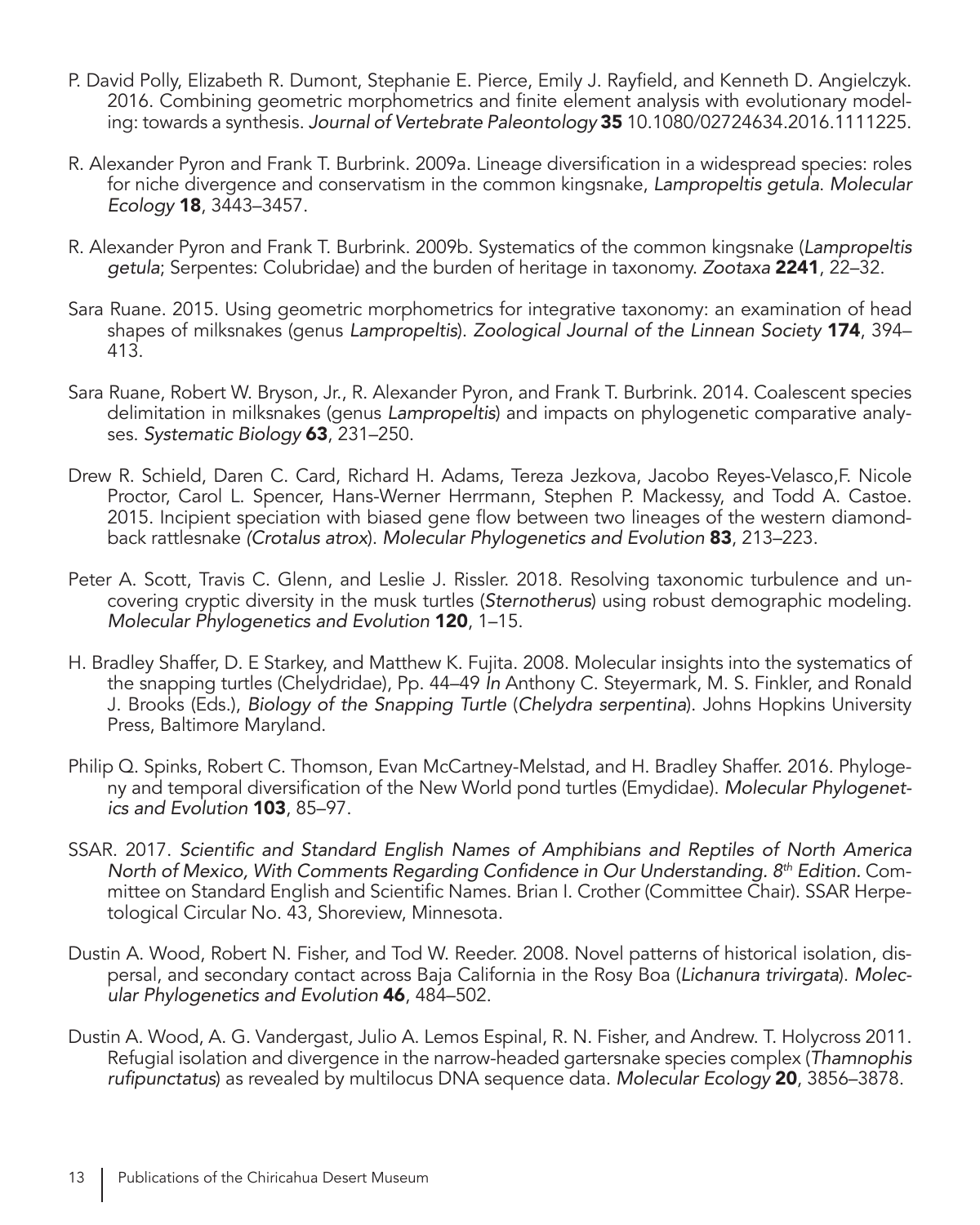P. David Polly, Elizabeth R. Dumont, Stephanie E. Pierce, Emily J. Rayfield, and Kenneth D. Angielczyk. 2016. Combining geometric morphometrics and finite element analysis with evolutionary modeling: towards a synthesis. *Journal of Vertebrate Paleontology* **35** 10.1080/02724634.2016.1111225.

R. Alexander Pyron and Frank T. Burbrink. 2009a. Lineage diversification in a widespread species: roles for niche divergence and conservatism in the common kingsnake, *Lampropeltis getula*. *Molecular Ecology* **18**, 3443–3457.

R. Alexander Pyron and Frank T. Burbrink. 2009b. Systematics of the common kingsnake (*Lampropeltis getula*; Serpentes: Colubridae) and the burden of heritage in taxonomy. *Zootaxa* **2241**, 22–32.

Sara Ruane. 2015. Using geometric morphometrics for integrative taxonomy: an examination of head shapes of milksnakes (genus *Lampropeltis*). *Zoological Journal of the Linnean Society* **174**, 394–413.

Sara Ruane, Robert W. Bryson, Jr., R. Alexander Pyron, and Frank T. Burbrink. 2014. Coalescent species delimitation in milksnakes (genus *Lampropeltis*) and impacts on phylogenetic comparative analyses. *Systematic Biology* **63**, 231–250.

Drew R. Schield, Daren C. Card, Richard H. Adams, Tereza Jezkova, Jacobo Reyes-Velasco,F. Nicole Proctor, Carol L. Spencer, Hans-Werner Herrmann, Stephen P. Mackessy, and Todd A. Castoe. 2015. Incipient speciation with biased gene flow between two lineages of the western diamondback rattlesnake *(Crotalus atrox*). *Molecular Phylogenetics and Evolution* **83**, 213–223.

Peter A. Scott, Travis C. Glenn, and Leslie J. Rissler. 2018. Resolving taxonomic turbulence and uncovering cryptic diversity in the musk turtles (*Sternotherus*) using robust demographic modeling. *Molecular Phylogenetics and Evolution* **120**, 1–15.

H. Bradley Shaffer, D. E Starkey, and Matthew K. Fujita. 2008. Molecular insights into the systematics of the snapping turtles (Chelydridae), Pp. 44–49 *In* Anthony C. Steyermark, M. S. Finkler, and Ronald J. Brooks (Eds.), *Biology of the Snapping Turtle* (*Chelydra serpentina*). Johns Hopkins University Press, Baltimore Maryland.

Philip Q. Spinks, Robert C. Thomson, Evan McCartney-Melstad, and H. Bradley Shaffer. 2016. Phylogeny and temporal diversification of the New World pond turtles (Emydidae). *Molecular Phylogenetics and Evolution* **103**, 85–97.

SSAR. 2017. *Scientific and Standard English Names of Amphibians and Reptiles of North America North of Mexico, With Comments Regarding Confidence in Our Understanding. 8th Edition.* Committee on Standard English and Scientific Names. Brian I. Crother (Committee Chair). SSAR Herpetological Circular No. 43, Shoreview, Minnesota.

Dustin A. Wood, Robert N. Fisher, and Tod W. Reeder. 2008. Novel patterns of historical isolation, dispersal, and secondary contact across Baja California in the Rosy Boa (*Lichanura trivirgata*). *Molecular Phylogenetics and Evolution* **46**, 484–502.

Dustin A. Wood, A. G. Vandergast, Julio A. Lemos Espinal, R. N. Fisher, and Andrew. T. Holycross 2011. Refugial isolation and divergence in the narrow-headed gartersnake species complex (*Thamnophis rufipunctatus*) as revealed by multilocus DNA sequence data. *Molecular Ecology* **20**, 3856–3878.